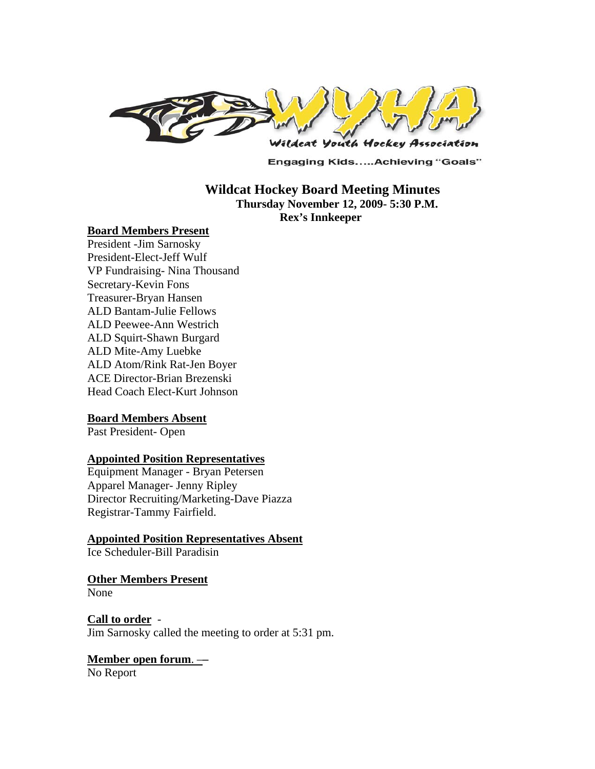Wildcat Youth Hockey Association

Engaging Kids.....Achieving "Goals"

# Wildcat Hockey Board Meeting Minutes

**Thursday November 12, 2009- 5:30 P.M.**

**Rex's Innkeeper**

**Board Members Present**

President -Jim Sarnosky
President-Elect-Jeff Wulf
VP Fundraising- Nina Thousand
Secretary-Kevin Fons
Treasurer-Bryan Hansen
ALD Bantam-Julie Fellows
ALD Peewee-Ann Westrich
ALD Squirt-Shawn Burgard
ALD Mite-Amy Luebke
ALD Atom/Rink Rat-Jen Boyer
ACE Director-Brian Brezenski
Head Coach Elect-Kurt Johnson

**Board Members Absent**

Past President- Open

**Appointed Position Representatives**

Equipment Manager - Bryan Petersen
Apparel Manager- Jenny Ripley
Director Recruiting/Marketing-Dave Piazza
Registrar-Tammy Fairfield.

**Appointed Position Representatives Absent**

Ice Scheduler-Bill Paradisin

**Other Members Present**

None

**Call to order** -

Jim Sarnosky called the meeting to order at 5:31 pm.

**Member open forum**. —

No Report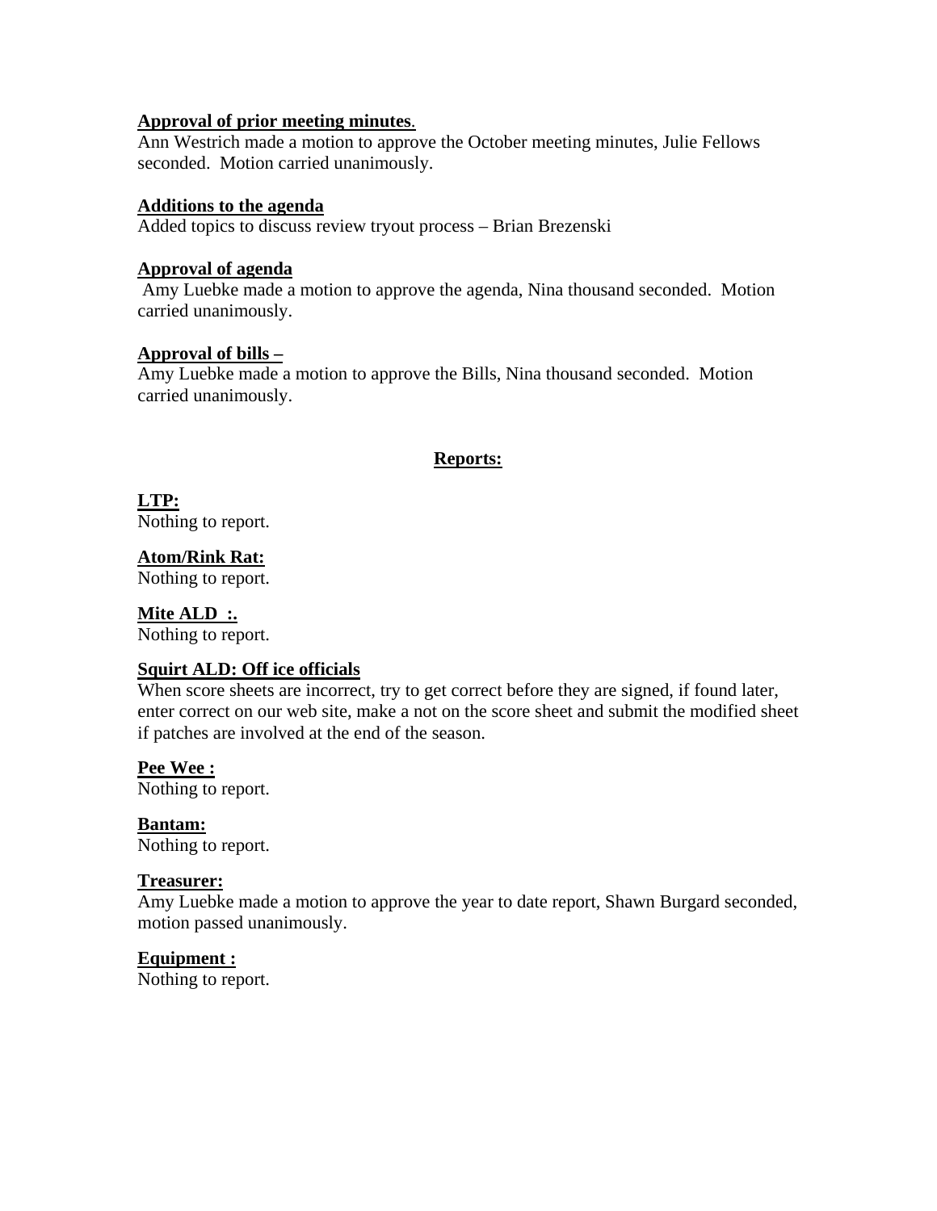**Approval of prior meeting minutes**.
Ann Westrich made a motion to approve the October meeting minutes, Julie Fellows seconded. Motion carried unanimously.

**Additions to the agenda**
Added topics to discuss review tryout process – Brian Brezenski

**Approval of agenda**
Amy Luebke made a motion to approve the agenda, Nina thousand seconded. Motion carried unanimously.

**Approval of bills –**
Amy Luebke made a motion to approve the Bills, Nina thousand seconded. Motion carried unanimously.

## Reports:

**LTP:**
Nothing to report.

**Atom/Rink Rat:**
Nothing to report.

**Mite ALD :.**
Nothing to report.

**Squirt ALD: Off ice officials**
When score sheets are incorrect, try to get correct before they are signed, if found later, enter correct on our web site, make a not on the score sheet and submit the modified sheet if patches are involved at the end of the season.

**Pee Wee :**
Nothing to report.

**Bantam:**
Nothing to report.

**Treasurer:**
Amy Luebke made a motion to approve the year to date report, Shawn Burgard seconded, motion passed unanimously.

**Equipment :**
Nothing to report.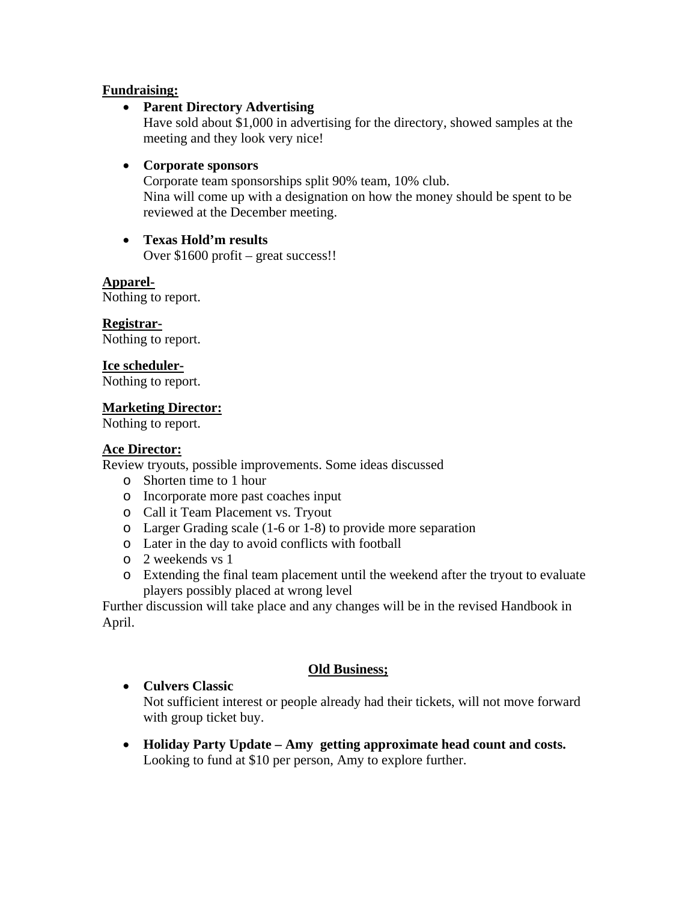**Fundraising:**

- **Parent Directory Advertising**
  Have sold about $1,000 in advertising for the directory, showed samples at the meeting and they look very nice!

- **Corporate sponsors**
  Corporate team sponsorships split 90% team, 10% club.
  Nina will come up with a designation on how the money should be spent to be reviewed at the December meeting.

- **Texas Hold'm results**
  Over $1600 profit – great success!!

**Apparel-**
Nothing to report.

**Registrar-**
Nothing to report.

**Ice scheduler-**
Nothing to report.

**Marketing Director:**
Nothing to report.

**Ace Director:**
Review tryouts, possible improvements. Some ideas discussed

- Shorten time to 1 hour
- Incorporate more past coaches input
- Call it Team Placement vs. Tryout
- Larger Grading scale (1-6 or 1-8) to provide more separation
- Later in the day to avoid conflicts with football
- 2 weekends vs 1
- Extending the final team placement until the weekend after the tryout to evaluate players possibly placed at wrong level

Further discussion will take place and any changes will be in the revised Handbook in April.

**Old Business;**

- **Culvers Classic**
  Not sufficient interest or people already had their tickets, will not move forward with group ticket buy.

- **Holiday Party Update – Amy getting approximate head count and costs.**
  Looking to fund at $10 per person, Amy to explore further.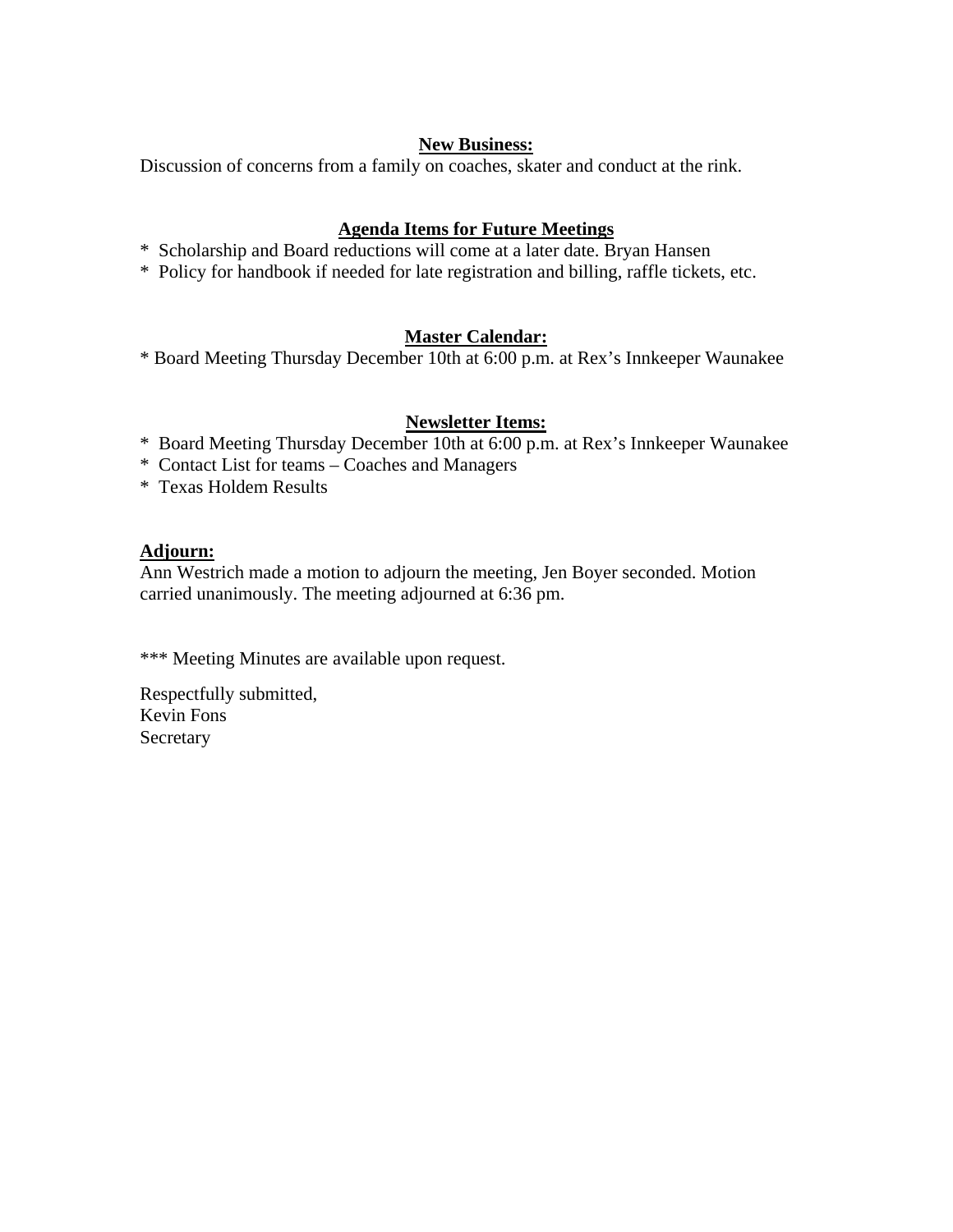## New Business:

Discussion of concerns from a family on coaches, skater and conduct at the rink.

## Agenda Items for Future Meetings

* Scholarship and Board reductions will come at a later date. Bryan Hansen
* Policy for handbook if needed for late registration and billing, raffle tickets, etc.

## Master Calendar:

* Board Meeting Thursday December 10th at 6:00 p.m. at Rex's Innkeeper Waunakee

## Newsletter Items:

* Board Meeting Thursday December 10th at 6:00 p.m. at Rex's Innkeeper Waunakee
* Contact List for teams – Coaches and Managers
* Texas Holdem Results

## Adjourn:

Ann Westrich made a motion to adjourn the meeting, Jen Boyer seconded. Motion carried unanimously. The meeting adjourned at 6:36 pm.

*** Meeting Minutes are available upon request.

Respectfully submitted,
Kevin Fons
Secretary